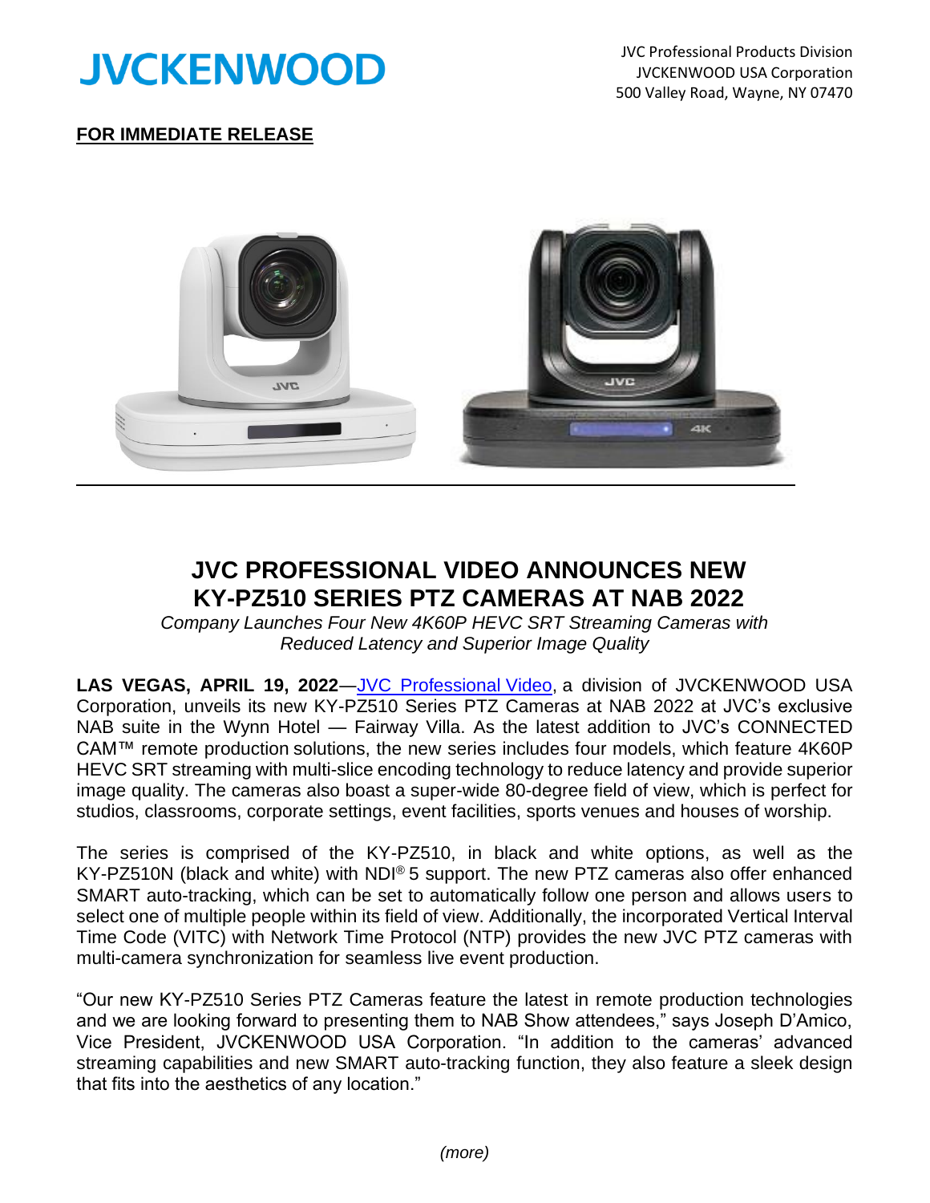JVCKENWOOD

JVC Professional Products Division
JVCKENWOOD USA Corporation
500 Valley Road, Wayne, NY 07470

**FOR IMMEDIATE RELEASE**

# JVC PROFESSIONAL VIDEO ANNOUNCES NEW KY-PZ510 SERIES PTZ CAMERAS AT NAB 2022

*Company Launches Four New 4K60P HEVC SRT Streaming Cameras with Reduced Latency and Superior Image Quality*

**LAS VEGAS, APRIL 19, 2022**—JVC Professional Video, a division of JVCKENWOOD USA Corporation, unveils its new KY-PZ510 Series PTZ Cameras at NAB 2022 at JVC's exclusive NAB suite in the Wynn Hotel — Fairway Villa. As the latest addition to JVC's CONNECTED CAM™ remote production solutions, the new series includes four models, which feature 4K60P HEVC SRT streaming with multi-slice encoding technology to reduce latency and provide superior image quality. The cameras also boast a super-wide 80-degree field of view, which is perfect for studios, classrooms, corporate settings, event facilities, sports venues and houses of worship.

The series is comprised of the KY-PZ510, in black and white options, as well as the KY-PZ510N (black and white) with NDI® 5 support. The new PTZ cameras also offer enhanced SMART auto-tracking, which can be set to automatically follow one person and allows users to select one of multiple people within its field of view. Additionally, the incorporated Vertical Interval Time Code (VITC) with Network Time Protocol (NTP) provides the new JVC PTZ cameras with multi-camera synchronization for seamless live event production.

"Our new KY-PZ510 Series PTZ Cameras feature the latest in remote production technologies and we are looking forward to presenting them to NAB Show attendees," says Joseph D'Amico, Vice President, JVCKENWOOD USA Corporation. "In addition to the cameras' advanced streaming capabilities and new SMART auto-tracking function, they also feature a sleek design that fits into the aesthetics of any location."

*(more)*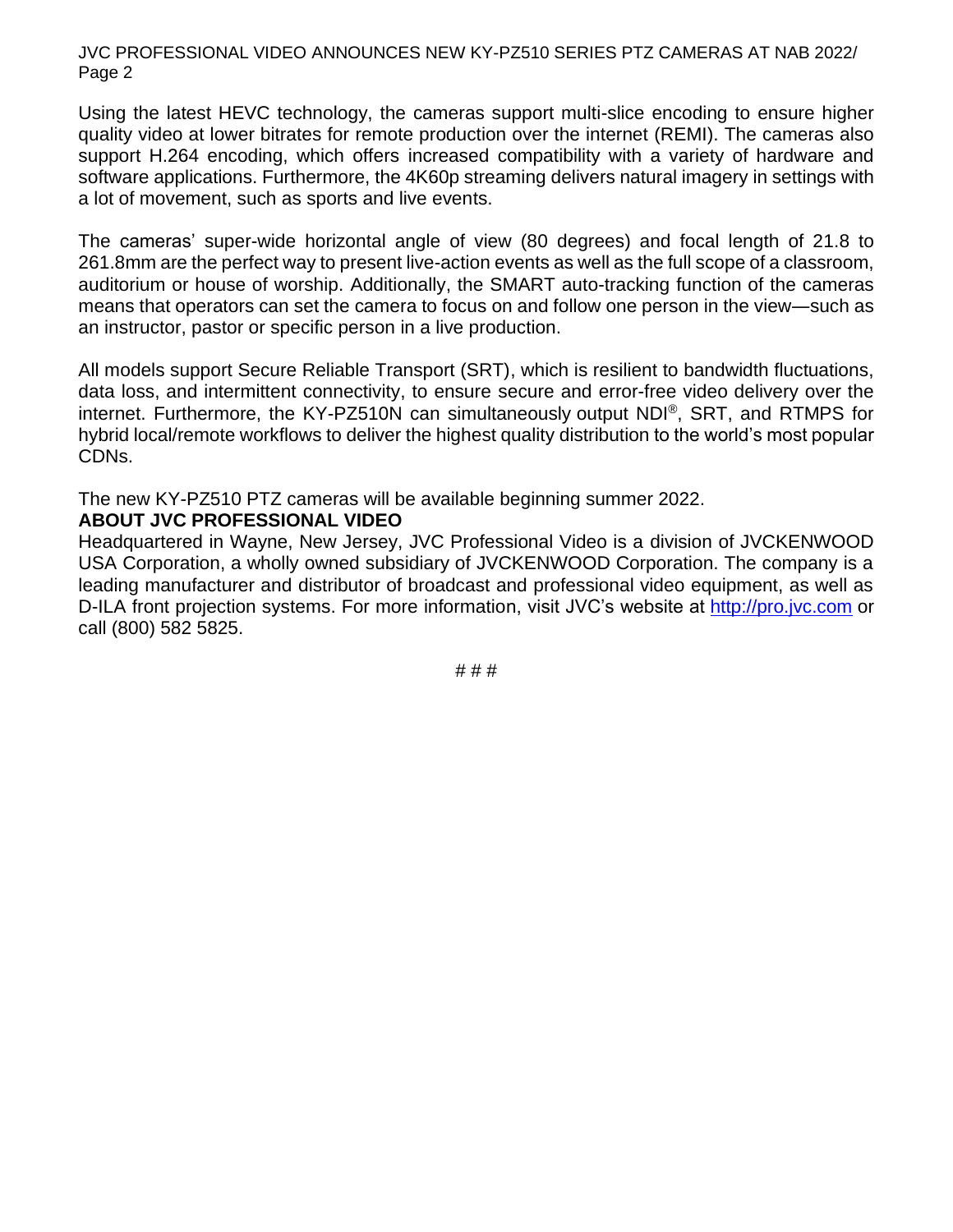Using the latest HEVC technology, the cameras support multi-slice encoding to ensure higher quality video at lower bitrates for remote production over the internet (REMI). The cameras also support H.264 encoding, which offers increased compatibility with a variety of hardware and software applications. Furthermore, the 4K60p streaming delivers natural imagery in settings with a lot of movement, such as sports and live events.

The cameras' super-wide horizontal angle of view (80 degrees) and focal length of 21.8 to 261.8mm are the perfect way to present live-action events as well as the full scope of a classroom, auditorium or house of worship. Additionally, the SMART auto-tracking function of the cameras means that operators can set the camera to focus on and follow one person in the view—such as an instructor, pastor or specific person in a live production.

All models support Secure Reliable Transport (SRT), which is resilient to bandwidth fluctuations, data loss, and intermittent connectivity, to ensure secure and error-free video delivery over the internet. Furthermore, the KY-PZ510N can simultaneously output NDI®, SRT, and RTMPS for hybrid local/remote workflows to deliver the highest quality distribution to the world's most popular CDNs.

The new KY-PZ510 PTZ cameras will be available beginning summer 2022.

**ABOUT JVC PROFESSIONAL VIDEO**

Headquartered in Wayne, New Jersey, JVC Professional Video is a division of JVCKENWOOD USA Corporation, a wholly owned subsidiary of JVCKENWOOD Corporation. The company is a leading manufacturer and distributor of broadcast and professional video equipment, as well as D-ILA front projection systems. For more information, visit JVC's website at http://pro.jvc.com or call (800) 582 5825.

# # #